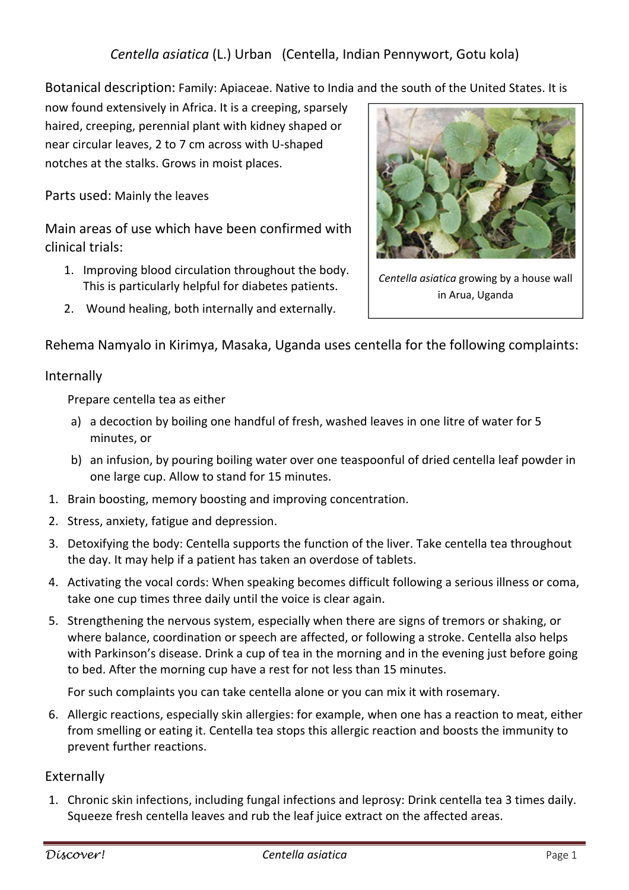# *Centella asiatica* (L.) Urban (Centella, Indian Pennywort, Gotu kola)

Botanical description: Family: Apiaceae. Native to India and the south of the United States. It is now found extensively in Africa. It is a creeping, sparsely haired, creeping, perennial plant with kidney shaped or near circular leaves, 2 to 7 cm across with U-shaped notches at the stalks. Grows in moist places.

*Centella asiatica* growing by a house wall in Arua, Uganda

Parts used: Mainly the leaves

Main areas of use which have been confirmed with clinical trials:

1. Improving blood circulation throughout the body. This is particularly helpful for diabetes patients.
2. Wound healing, both internally and externally.

Rehema Namyalo in Kirimya, Masaka, Uganda uses centella for the following complaints:

## Internally

Prepare centella tea as either

a) a decoction by boiling one handful of fresh, washed leaves in one litre of water for 5 minutes, or

b) an infusion, by pouring boiling water over one teaspoonful of dried centella leaf powder in one large cup. Allow to stand for 15 minutes.

1. Brain boosting, memory boosting and improving concentration.
2. Stress, anxiety, fatigue and depression.
3. Detoxifying the body: Centella supports the function of the liver. Take centella tea throughout the day. It may help if a patient has taken an overdose of tablets.
4. Activating the vocal cords: When speaking becomes difficult following a serious illness or coma, take one cup times three daily until the voice is clear again.
5. Strengthening the nervous system, especially when there are signs of tremors or shaking, or where balance, coordination or speech are affected, or following a stroke. Centella also helps with Parkinson's disease. Drink a cup of tea in the morning and in the evening just before going to bed. After the morning cup have a rest for not less than 15 minutes.

   For such complaints you can take centella alone or you can mix it with rosemary.

6. Allergic reactions, especially skin allergies: for example, when one has a reaction to meat, either from smelling or eating it. Centella tea stops this allergic reaction and boosts the immunity to prevent further reactions.

## Externally

1. Chronic skin infections, including fungal infections and leprosy: Drink centella tea 3 times daily. Squeeze fresh centella leaves and rub the leaf juice extract on the affected areas.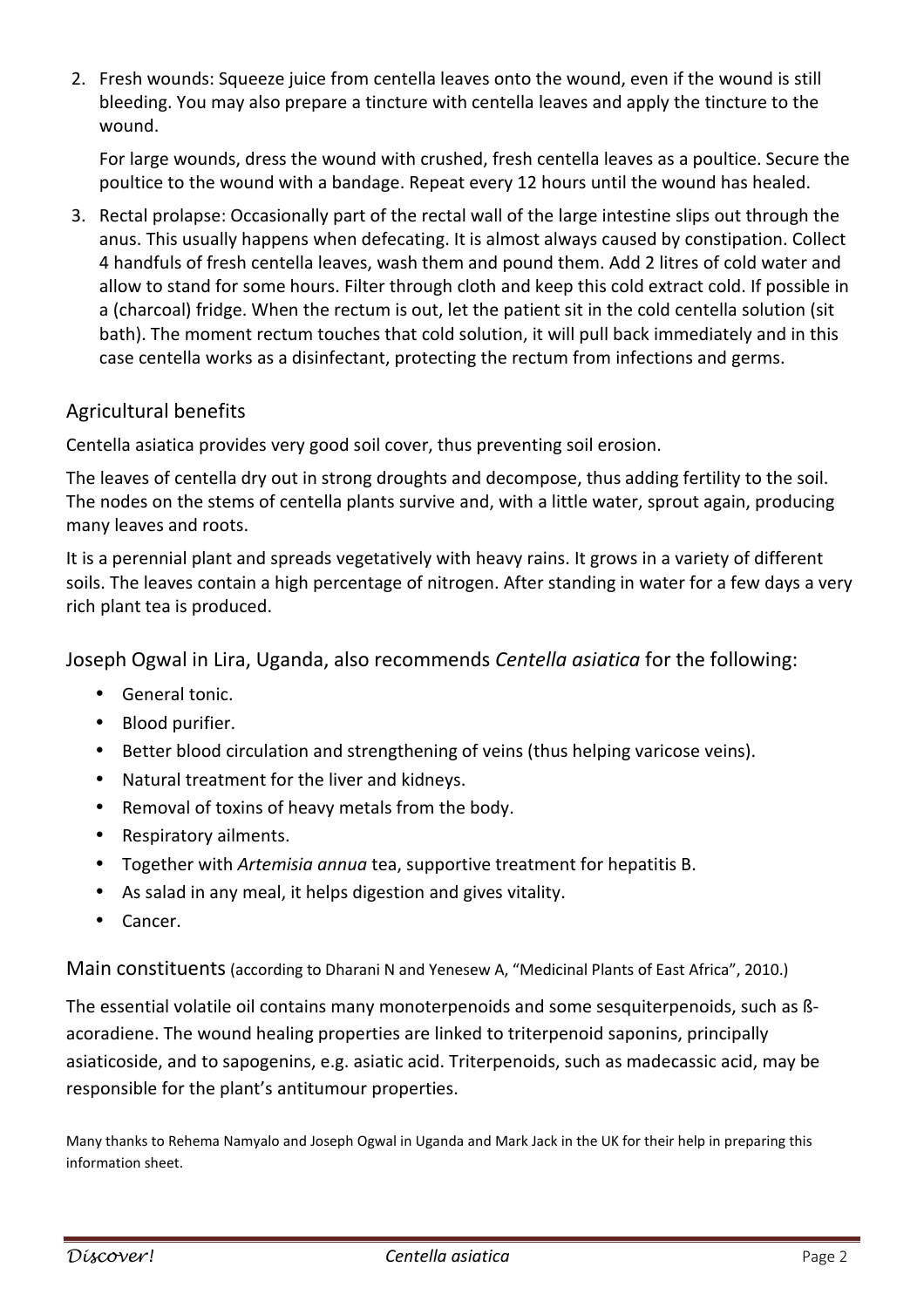2. Fresh wounds: Squeeze juice from centella leaves onto the wound, even if the wound is still bleeding. You may also prepare a tincture with centella leaves and apply the tincture to the wound.

   For large wounds, dress the wound with crushed, fresh centella leaves as a poultice. Secure the poultice to the wound with a bandage. Repeat every 12 hours until the wound has healed.

3. Rectal prolapse: Occasionally part of the rectal wall of the large intestine slips out through the anus. This usually happens when defecating. It is almost always caused by constipation. Collect 4 handfuls of fresh centella leaves, wash them and pound them. Add 2 litres of cold water and allow to stand for some hours. Filter through cloth and keep this cold extract cold. If possible in a (charcoal) fridge. When the rectum is out, let the patient sit in the cold centella solution (sit bath). The moment rectum touches that cold solution, it will pull back immediately and in this case centella works as a disinfectant, protecting the rectum from infections and germs.

## Agricultural benefits

Centella asiatica provides very good soil cover, thus preventing soil erosion.

The leaves of centella dry out in strong droughts and decompose, thus adding fertility to the soil. The nodes on the stems of centella plants survive and, with a little water, sprout again, producing many leaves and roots.

It is a perennial plant and spreads vegetatively with heavy rains. It grows in a variety of different soils. The leaves contain a high percentage of nitrogen. After standing in water for a few days a very rich plant tea is produced.

## Joseph Ogwal in Lira, Uganda, also recommends *Centella asiatica* for the following:

- General tonic.
- Blood purifier.
- Better blood circulation and strengthening of veins (thus helping varicose veins).
- Natural treatment for the liver and kidneys.
- Removal of toxins of heavy metals from the body.
- Respiratory ailments.
- Together with *Artemisia annua* tea, supportive treatment for hepatitis B.
- As salad in any meal, it helps digestion and gives vitality.
- Cancer.

## Main constituents (according to Dharani N and Yenesew A, "Medicinal Plants of East Africa", 2010.)

The essential volatile oil contains many monoterpenoids and some sesquiterpenoids, such as ß-acoradiene. The wound healing properties are linked to triterpenoid saponins, principally asiaticoside, and to sapogenins, e.g. asiatic acid. Triterpenoids, such as madecassic acid, may be responsible for the plant's antitumour properties.

Many thanks to Rehema Namyalo and Joseph Ogwal in Uganda and Mark Jack in the UK for their help in preparing this information sheet.